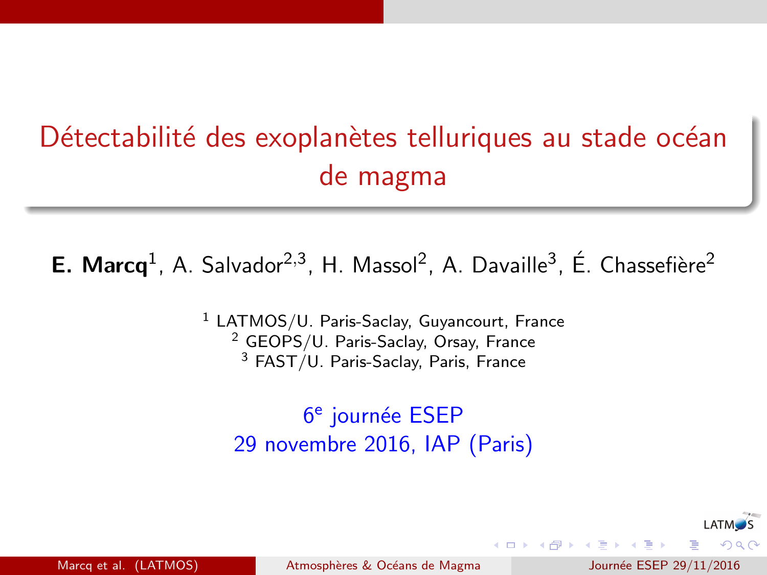# Détectabilité des exoplanètes telluriques au stade océan de magma

**E. Marcq**[1], A. Salvador[2,3], H. Massol[2], A. Davaille[3], É. Chassefière[2]

[1] LATMOS/U. Paris-Saclay, Guyancourt, France
[2] GEOPS/U. Paris-Saclay, Orsay, France
[3] FAST/U. Paris-Saclay, Paris, France

6e journée ESEP
29 novembre 2016, IAP (Paris)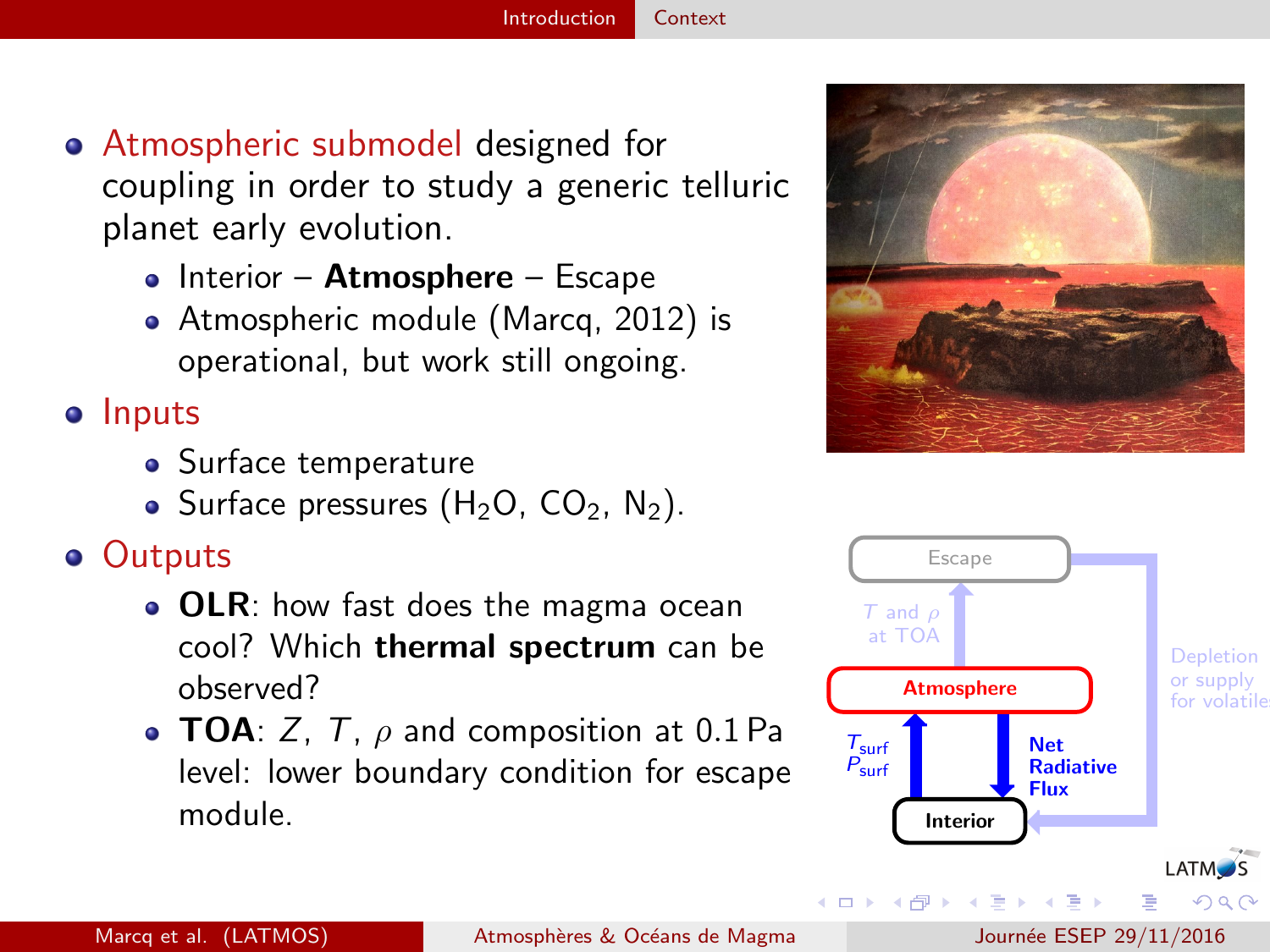- Atmospheric submodel designed for coupling in order to study a generic telluric planet early evolution.
  - Interior – **Atmosphere** – Escape
  - Atmospheric module (Marcq, 2012) is operational, but work still ongoing.
- Inputs
  - Surface temperature
  - Surface pressures ($H_2O$, $CO_2$, $N_2$).
- Outputs
  - **OLR**: how fast does the magma ocean cool? Which **thermal spectrum** can be observed?
  - **TOA**: $Z$, $T$, $\rho$ and composition at 0.1 Pa level: lower boundary condition for escape module.

Escape

$T$ and $\rho$ at TOA

Depletion or supply for volatiles

Atmosphere

$T_{surf}$
$P_{surf}$

Net Radiative Flux

Interior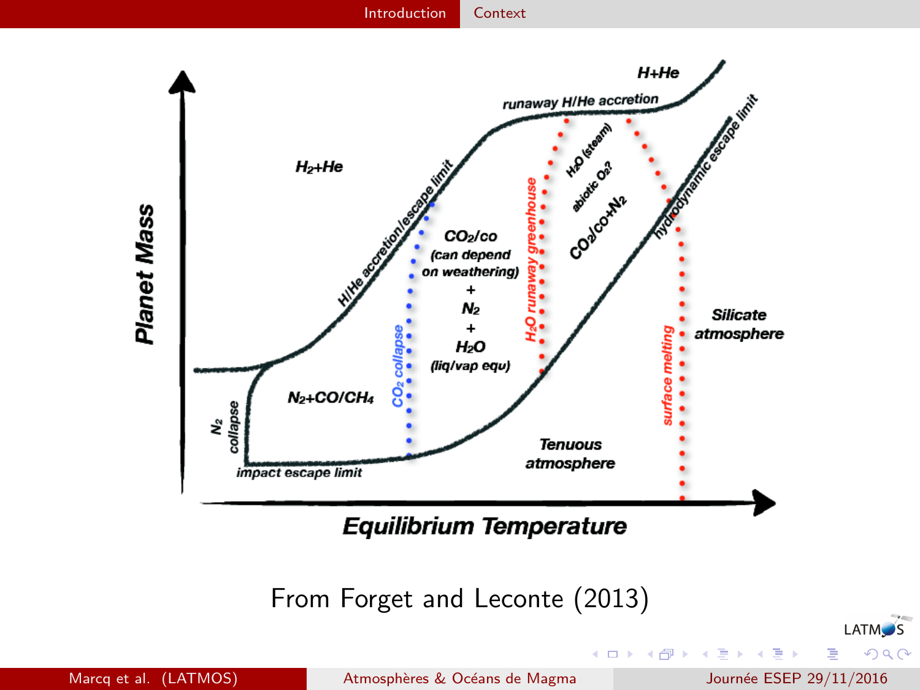Planet Mass

Equilibrium Temperature

H+He

runaway H/He accretion

$H_2$+He

H/He accretion/escape limit

hydrodynamic escape limit

$CO_2$/co
(can depend
on weathering)
+
$N_2$
+
$H_2O$
(liq/vap equ)

$H_2O$ (steam)

abiotic $O_2$?

$CO_2$/co+$N_2$

$H_2O$ runaway greenhouse

$CO_2$ collapse

$N_2$+CO/$CH_4$

$N_2$ collapse

impact escape limit

Tenuous atmosphere

surface melting

Silicate atmosphere

From Forget and Leconte (2013)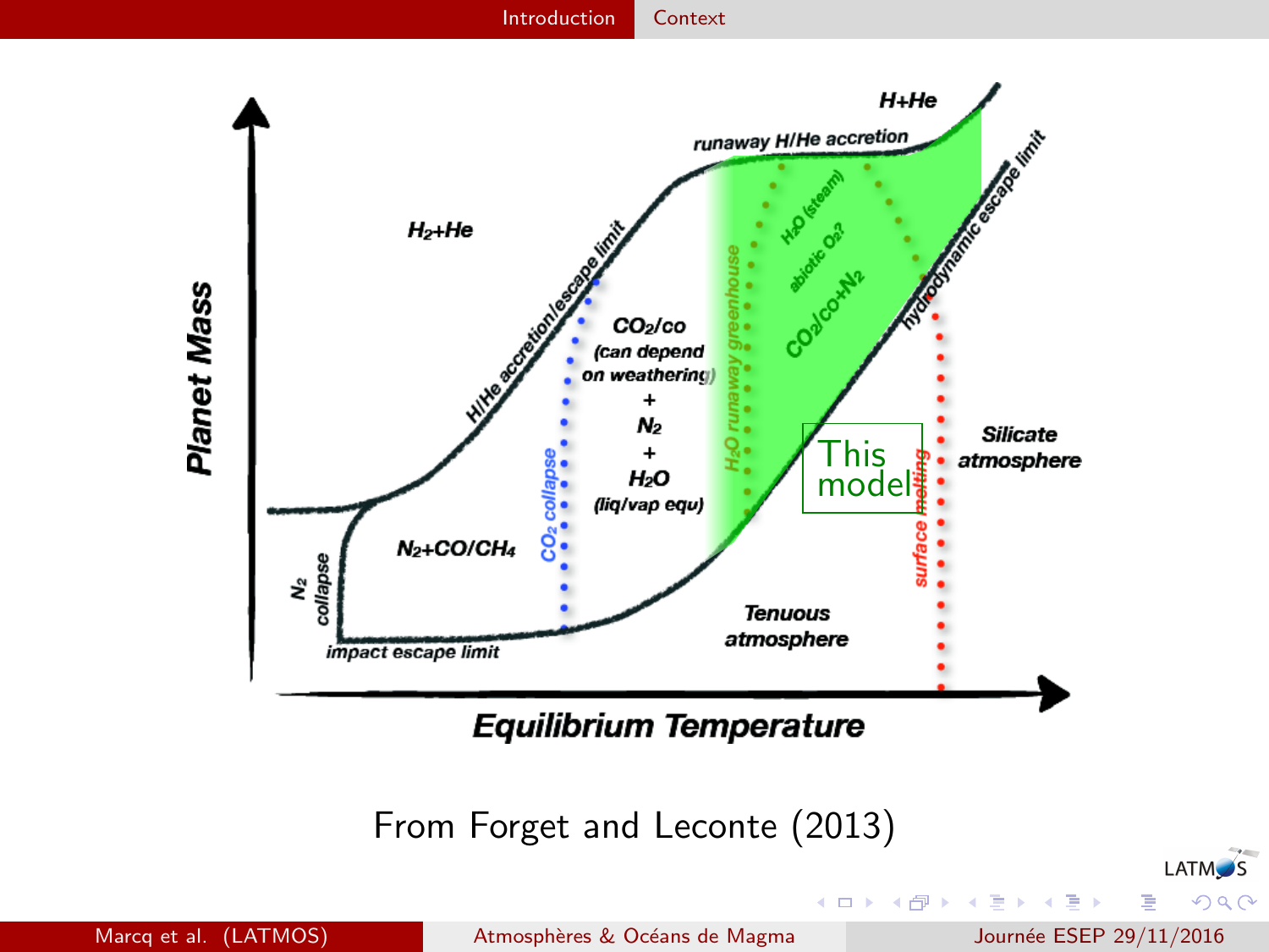Planet Mass

Equilibrium Temperature

$H_2$+He

H+He

runaway H/He accretion

H/He accretion/escape limit

hydrodynamic escape limit

$CO_2$/co (can depend on weathering) + $N_2$ + $H_2O$ (liq/vap equ)

$N_2$+CO/$CH_4$

$N_2$ collapse

$CO_2$ collapse

$H_2O$ runaway greenhouse

$H_2O$ (steam) abiotic $O_2$? $CO_2$/CO+$N_2$

This model

surface melting

Silicate atmosphere

Tenuous atmosphere

impact escape limit

From Forget and Leconte (2013)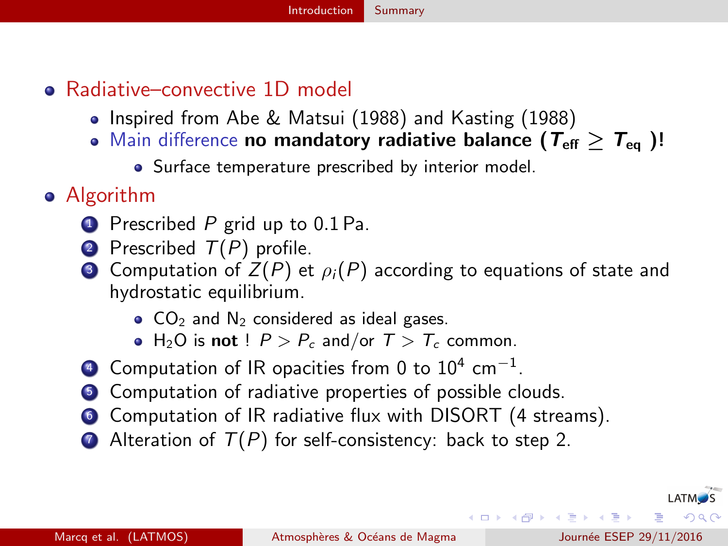- Radiative–convective 1D model
  - Inspired from Abe & Matsui (1988) and Kasting (1988)
  - Main difference **no mandatory radiative balance ($T_{eff} \geq T_{eq}$ )!**
    - Surface temperature prescribed by interior model.
- Algorithm
  1. Prescribed $P$ grid up to 0.1 Pa.
  2. Prescribed $T(P)$ profile.
  3. Computation of $Z(P)$ et $\rho_i(P)$ according to equations of state and hydrostatic equilibrium.
     - $CO_2$ and $N_2$ considered as ideal gases.
     - $H_2O$ is **not** ! $P > P_c$ and/or $T > T_c$ common.
  4. Computation of IR opacities from 0 to $10^4$ $cm^{-1}$.
  5. Computation of radiative properties of possible clouds.
  6. Computation of IR radiative flux with DISORT (4 streams).
  7. Alteration of $T(P)$ for self-consistency: back to step 2.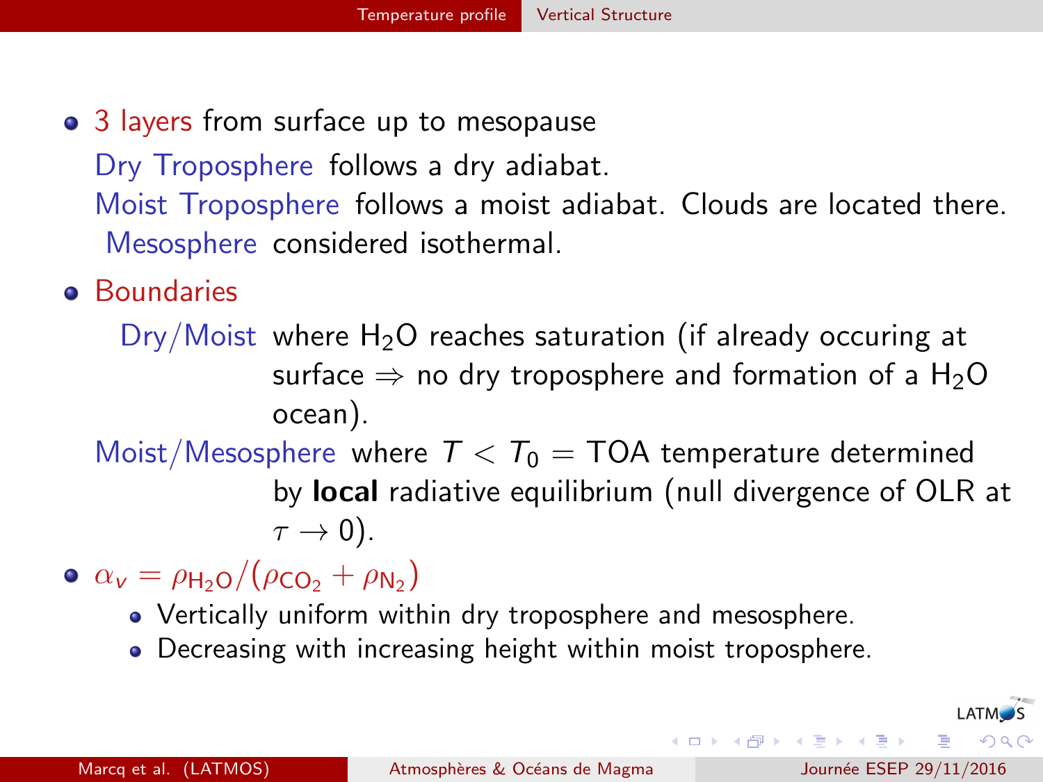- 3 layers from surface up to mesopause

  Dry Troposphere follows a dry adiabat.

  Moist Troposphere follows a moist adiabat. Clouds are located there.

  Mesosphere considered isothermal.

- Boundaries

  Dry/Moist where $H_2O$ reaches saturation (if already occuring at surface $\Rightarrow$ no dry troposphere and formation of a $H_2O$ ocean).

  Moist/Mesosphere where $T < T_0 =$ TOA temperature determined by **local** radiative equilibrium (null divergence of OLR at $\tau \rightarrow 0$).

- $\alpha_v = \rho_{H_2O} / (\rho_{CO_2} + \rho_{N_2})$
  - Vertically uniform within dry troposphere and mesosphere.
  - Decreasing with increasing height within moist troposphere.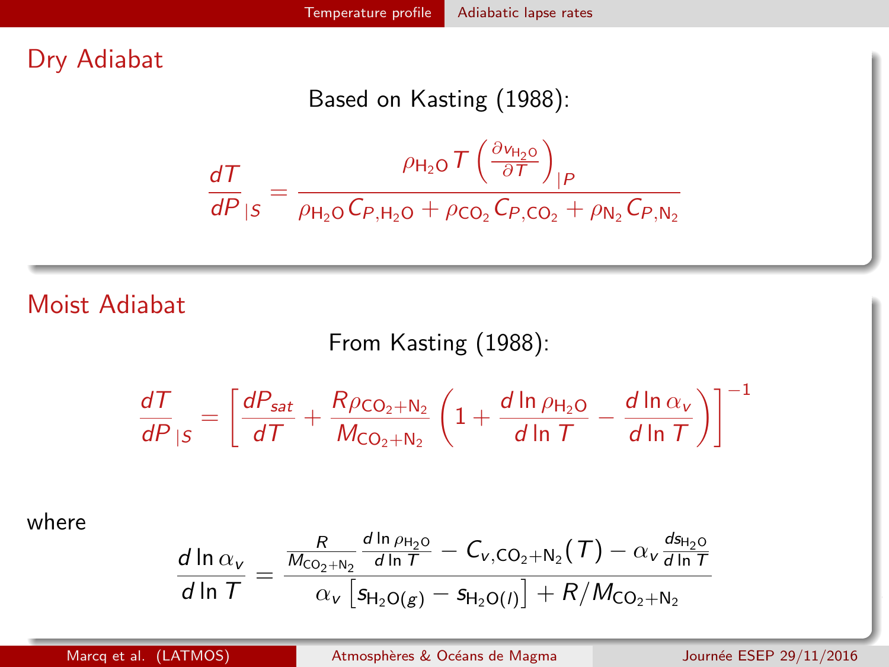## Dry Adiabat

Based on Kasting (1988):

$$\frac{dT}{dP}_{|S} = \frac{\rho_{H_2O} \, T \left( \frac{\partial v_{H_2O}}{\partial T} \right)_{|P}}{\rho_{H_2O} \, C_{P,H_2O} + \rho_{CO_2} \, C_{P,CO_2} + \rho_{N_2} \, C_{P,N_2}}$$

## Moist Adiabat

From Kasting (1988):

$$\frac{dT}{dP}_{|S} = \left[ \frac{dP_{sat}}{dT} + \frac{R \rho_{CO_2+N_2}}{M_{CO_2+N_2}} \left( 1 + \frac{d \ln \rho_{H_2O}}{d \ln T} - \frac{d \ln \alpha_v}{d \ln T} \right) \right]^{-1}$$

where

$$\frac{d \ln \alpha_v}{d \ln T} = \frac{\frac{R}{M_{CO_2+N_2}} \frac{d \ln \rho_{H_2O}}{d \ln T} - C_{v,CO_2+N_2}(T) - \alpha_v \frac{d s_{H_2O}}{d \ln T}}{\alpha_v \left[ s_{H_2O(g)} - s_{H_2O(l)} \right] + R / M_{CO_2+N_2}}$$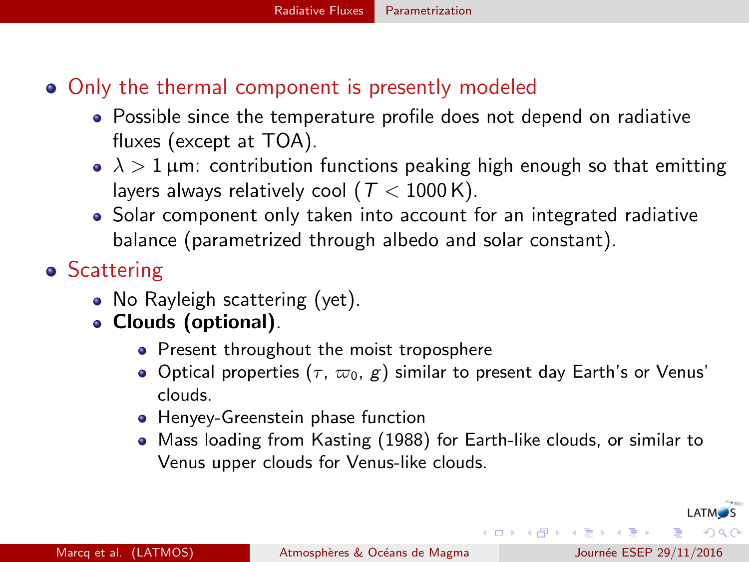- Only the thermal component is presently modeled
  - Possible since the temperature profile does not depend on radiative fluxes (except at TOA).
  - $\lambda > 1\,\mu$m: contribution functions peaking high enough so that emitting layers always relatively cool ($T < 1000\,$K).
  - Solar component only taken into account for an integrated radiative balance (parametrized through albedo and solar constant).
- Scattering
  - No Rayleigh scattering (yet).
  - **Clouds (optional)**.
    - Present throughout the moist troposphere
    - Optical properties ($\tau$, $\varpi_0$, $g$) similar to present day Earth's or Venus' clouds.
    - Henyey-Greenstein phase function
    - Mass loading from Kasting (1988) for Earth-like clouds, or similar to Venus upper clouds for Venus-like clouds.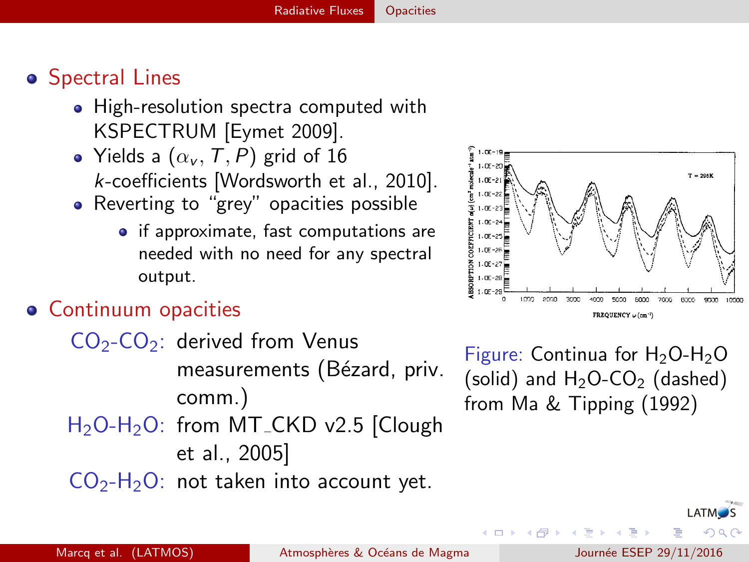- Spectral Lines
  - High-resolution spectra computed with KSPECTRUM [Eymet 2009].
  - Yields a $(\alpha_v, T, P)$ grid of 16 $k$-coefficients [Wordsworth et al., 2010].
  - Reverting to “grey” opacities possible
    - if approximate, fast computations are needed with no need for any spectral output.
- Continuum opacities

  $CO_2$-$CO_2$: derived from Venus measurements (Bézard, priv. comm.)

  $H_2O$-$H_2O$: from MT_CKD v2.5 [Clough et al., 2005]

  $CO_2$-$H_2O$: not taken into account yet.

Figure: Continua for $H_2O$-$H_2O$ (solid) and $H_2O$-$CO_2$ (dashed) from Ma & Tipping (1992)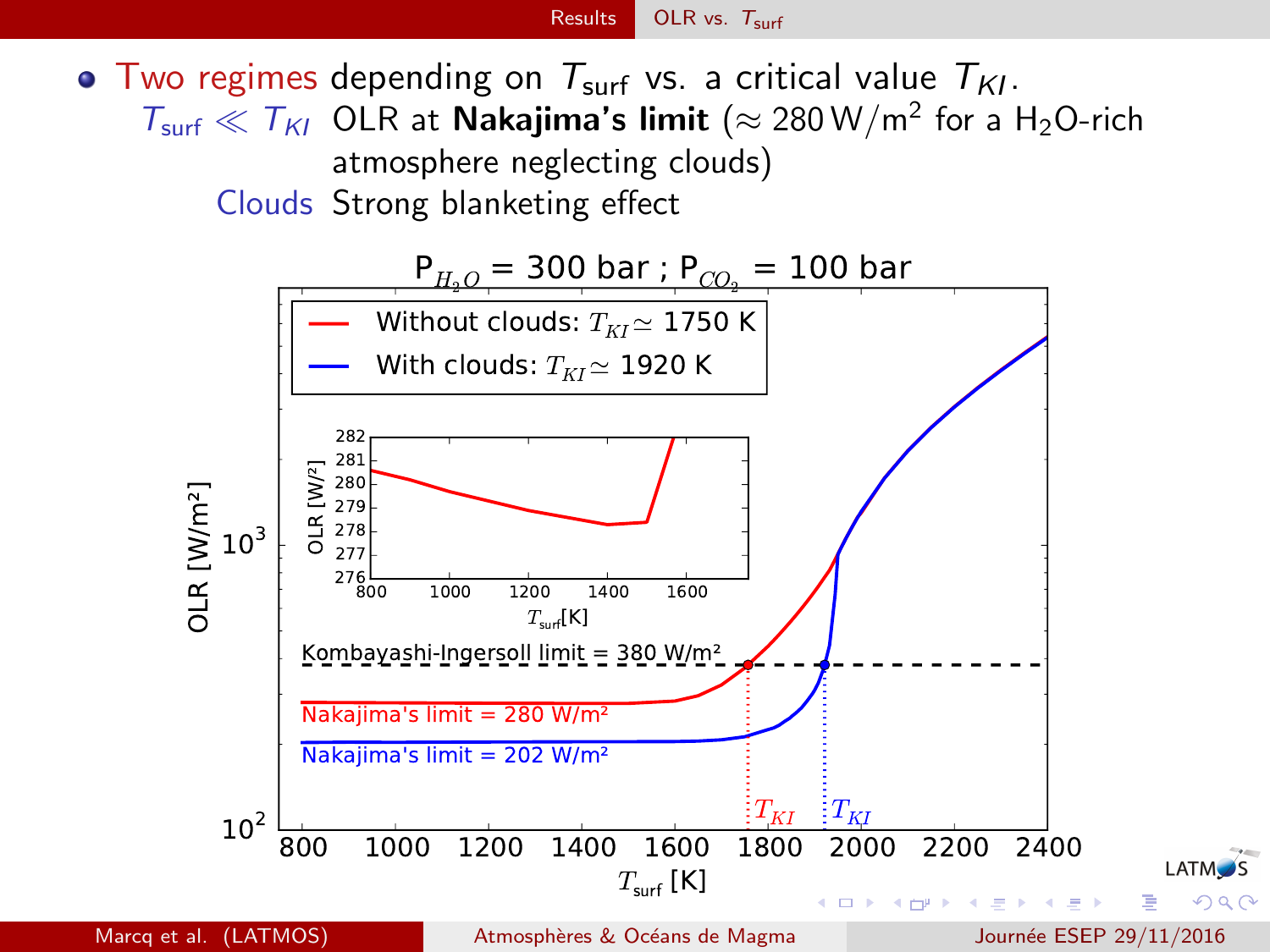- Two regimes depending on $T_{surf}$ vs. a critical value $T_{KI}$.
  - $T_{surf} \ll T_{KI}$ OLR at **Nakajima's limit** ($\approx 280\,\mathrm{W/m^2}$ for a $H_2O$-rich atmosphere neglecting clouds)
  - Clouds Strong blanketing effect

$P_{H_2O}$ = 300 bar ; $P_{CO_2}$ = 100 bar

Without clouds: $T_{KI} \simeq$ 1750 K

With clouds: $T_{KI} \simeq$ 1920 K

Kombayashi-Ingersoll limit = 380 W/m²

Nakajima's limit = 280 W/m²

Nakajima's limit = 202 W/m²

$T_{KI}$

$T_{KI}$

OLR [W/m²]

$10^3$

$10^2$

800 1000 1200 1400 1600 1800 2000 2200 2400

$T_{surf}$ [K]

OLR [W/m²]

282 281 280 279 278 277 276

800 1000 1200 1400 1600

$T_{surf}$[K]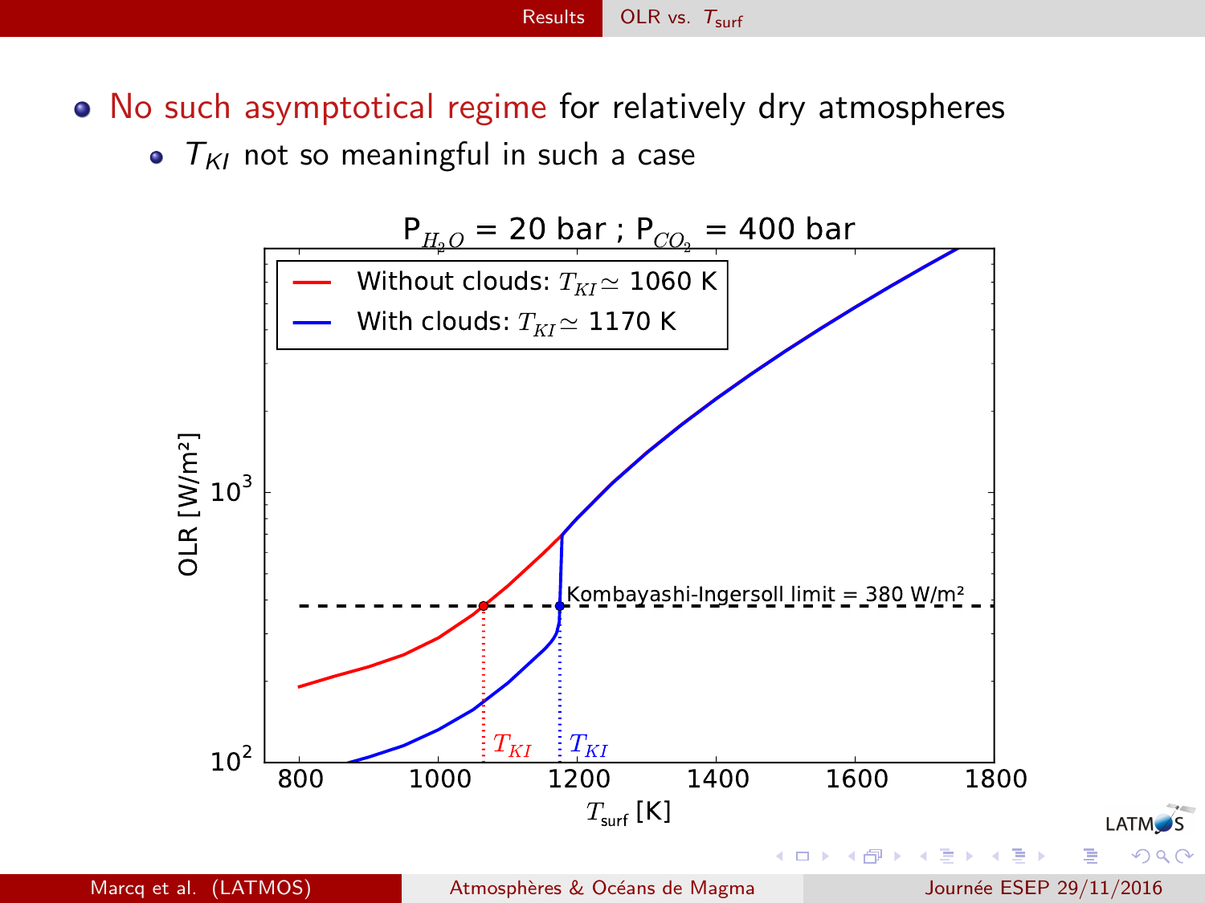- No such asymptotical regime for relatively dry atmospheres
  - $T_{KI}$ not so meaningful in such a case

$P_{H_2O}$ = 20 bar ; $P_{CO_2}$ = 400 bar

Without clouds: $T_{KI} \simeq$ 1060 K

With clouds: $T_{KI} \simeq$ 1170 K

Kombayashi-Ingersoll limit = 380 W/m²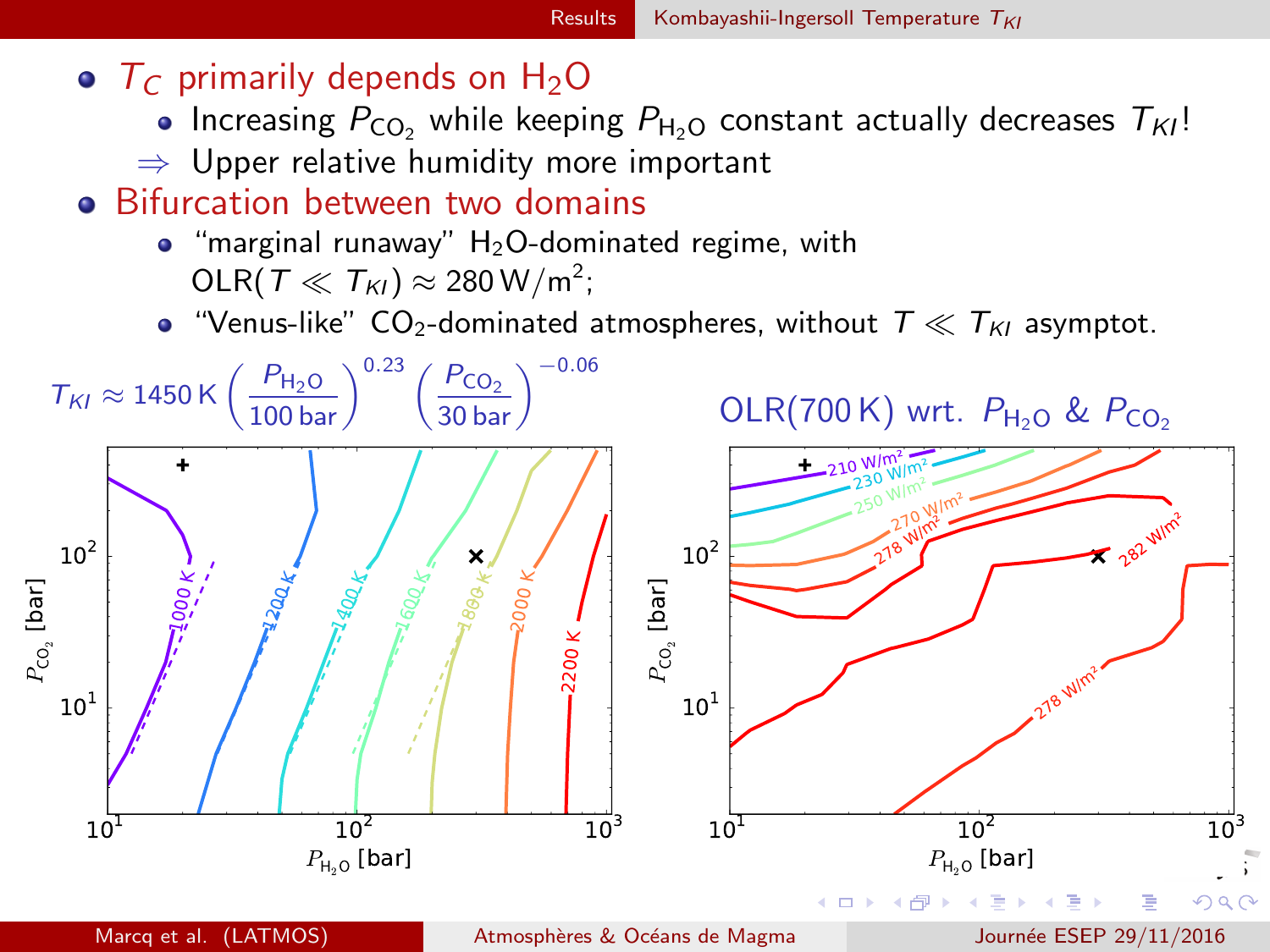## Kombayashii-Ingersoll Temperature $T_{KI}$

- $T_C$ primarily depends on $H_2O$
  - Increasing $P_{CO_2}$ while keeping $P_{H_2O}$ constant actually decreases $T_{KI}$!
  - $\Rightarrow$ Upper relative humidity more important
- Bifurcation between two domains
  - "marginal runaway" $H_2O$-dominated regime, with $\mathrm{OLR}(T \ll T_{KI}) \approx 280\,\mathrm{W/m^2}$;
  - "Venus-like" $CO_2$-dominated atmospheres, without $T \ll T_{KI}$ asymptot.

$$T_{KI} \approx 1450\,\mathrm{K} \left(\frac{P_{H_2O}}{100\,\mathrm{bar}}\right)^{0.23} \left(\frac{P_{CO_2}}{30\,\mathrm{bar}}\right)^{-0.06}$$

1000 K
1200 K
1400 K
1600 K
1800 K
2000 K
2200 K
$P_{CO_2}$ [bar]
$P_{H_2O}$ [bar]
$10^1$
$10^2$
$10^3$

OLR(700 K) wrt. $P_{H_2O}$ & $P_{CO_2}$

210 W/m²
230 W/m²
250 W/m²
270 W/m²
278 W/m²
282 W/m²
278 W/m²
$P_{CO_2}$ [bar]
$P_{H_2O}$ [bar]
$10^1$
$10^2$
$10^3$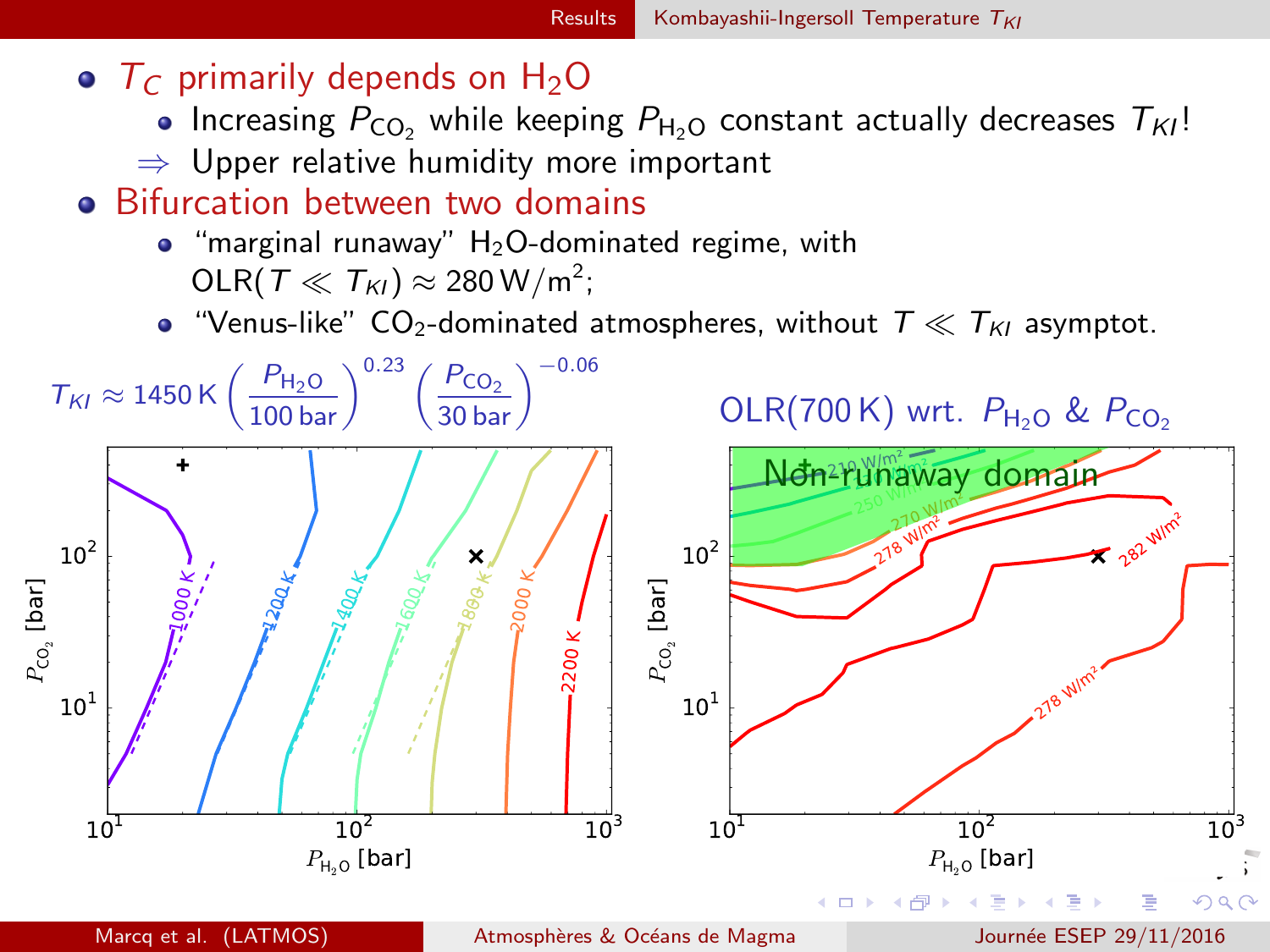- $T_C$ primarily depends on $H_2O$
  - Increasing $P_{CO_2}$ while keeping $P_{H_2O}$ constant actually decreases $T_{KI}$!
  - $\Rightarrow$ Upper relative humidity more important
- Bifurcation between two domains
  - "marginal runaway" $H_2O$-dominated regime, with $\mathrm{OLR}(T \ll T_{KI}) \approx 280\,\mathrm{W/m^2}$;
  - "Venus-like" $CO_2$-dominated atmospheres, without $T \ll T_{KI}$ asymptot.

$$T_{KI} \approx 1450\,\mathrm{K} \left(\frac{P_{H_2O}}{100\,\mathrm{bar}}\right)^{0.23} \left(\frac{P_{CO_2}}{30\,\mathrm{bar}}\right)^{-0.06}$$

1000 K
1200 K
1400 K
1600 K
1800 K
2000 K
2200 K
$P_{CO_2}$ [bar]
$P_{H_2O}$ [bar]
$10^1$
$10^2$
$10^3$

OLR(700 K) wrt. $P_{H_2O}$ & $P_{CO_2}$

Non-runaway domain
210 W/m²
250 W/m²
270 W/m²
278 W/m²
282 W/m²
278 W/m²
$P_{CO_2}$ [bar]
$P_{H_2O}$ [bar]
$10^1$
$10^2$
$10^3$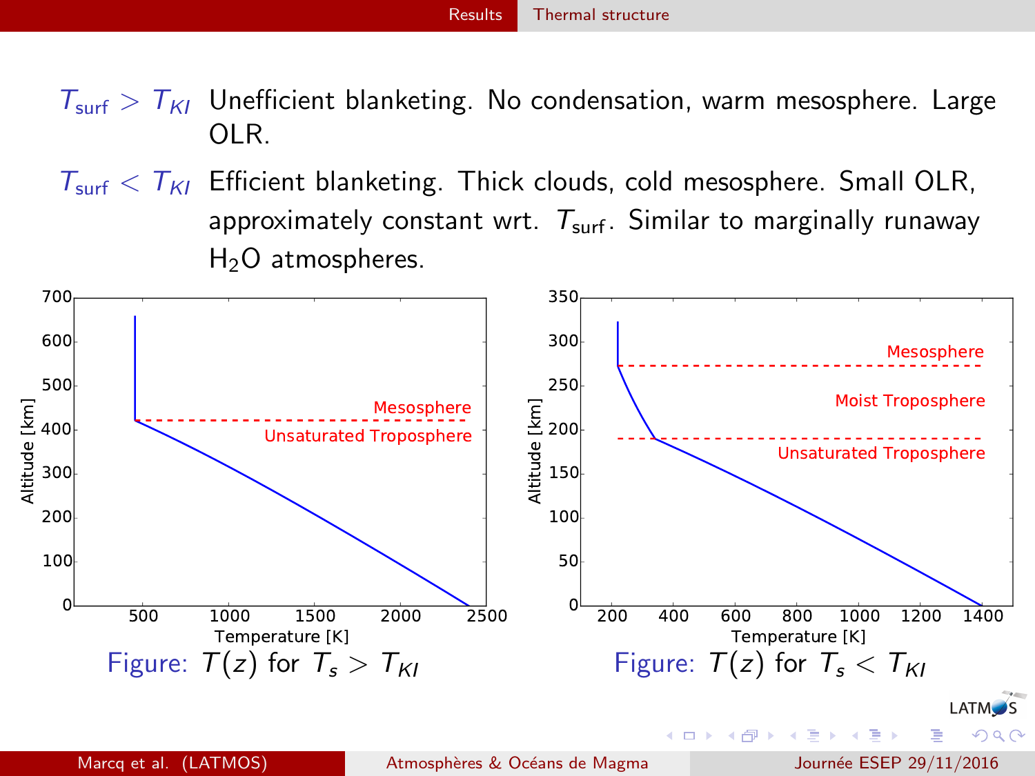$T_{surf} > T_{KI}$ Unefficient blanketing. No condensation, warm mesosphere. Large OLR.

$T_{surf} < T_{KI}$ Efficient blanketing. Thick clouds, cold mesosphere. Small OLR, approximately constant wrt. $T_{surf}$. Similar to marginally runaway $H_2O$ atmospheres.

Altitude [km]
700
600
500
400
300
200
100
0
Mesosphere
Unsaturated Troposphere
500 1000 1500 2000 2500
Temperature [K]

Figure: $T(z)$ for $T_s > T_{KI}$

Altitude [km]
350
300
250
200
150
100
50
0
Mesosphere
Moist Troposphere
Unsaturated Troposphere
200 400 600 800 1000 1200 1400
Temperature [K]

Figure: $T(z)$ for $T_s < T_{KI}$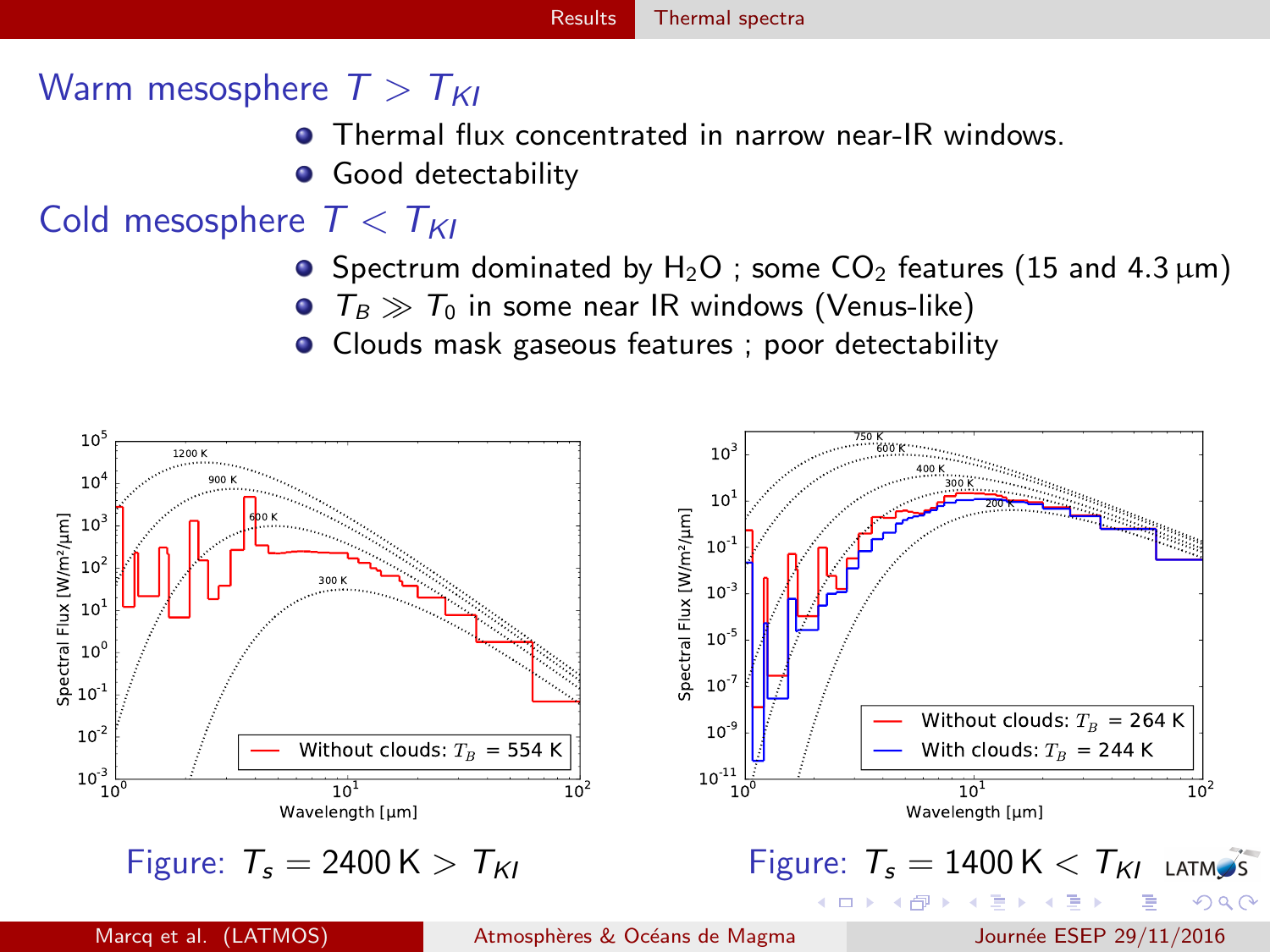## Warm mesosphere $T > T_{KI}$

- Thermal flux concentrated in narrow near-IR windows.
- Good detectability

## Cold mesosphere $T < T_{KI}$

- Spectrum dominated by $H_2O$ ; some $CO_2$ features (15 and 4.3 µm)
- $T_B \gg T_0$ in some near IR windows (Venus-like)
- Clouds mask gaseous features ; poor detectability

Spectral Flux [W/m²/µm]
Wavelength [µm]
1200 K
900 K
600 K
300 K
Without clouds: $T_B$ = 554 K

Figure: $T_s = 2400\,\mathrm{K} > T_{KI}$

Spectral Flux [W/m²/µm]
Wavelength [µm]
750 K
600 K
400 K
300 K
200 K
Without clouds: $T_B$ = 264 K
With clouds: $T_B$ = 244 K

Figure: $T_s = 1400\,\mathrm{K} < T_{KI}$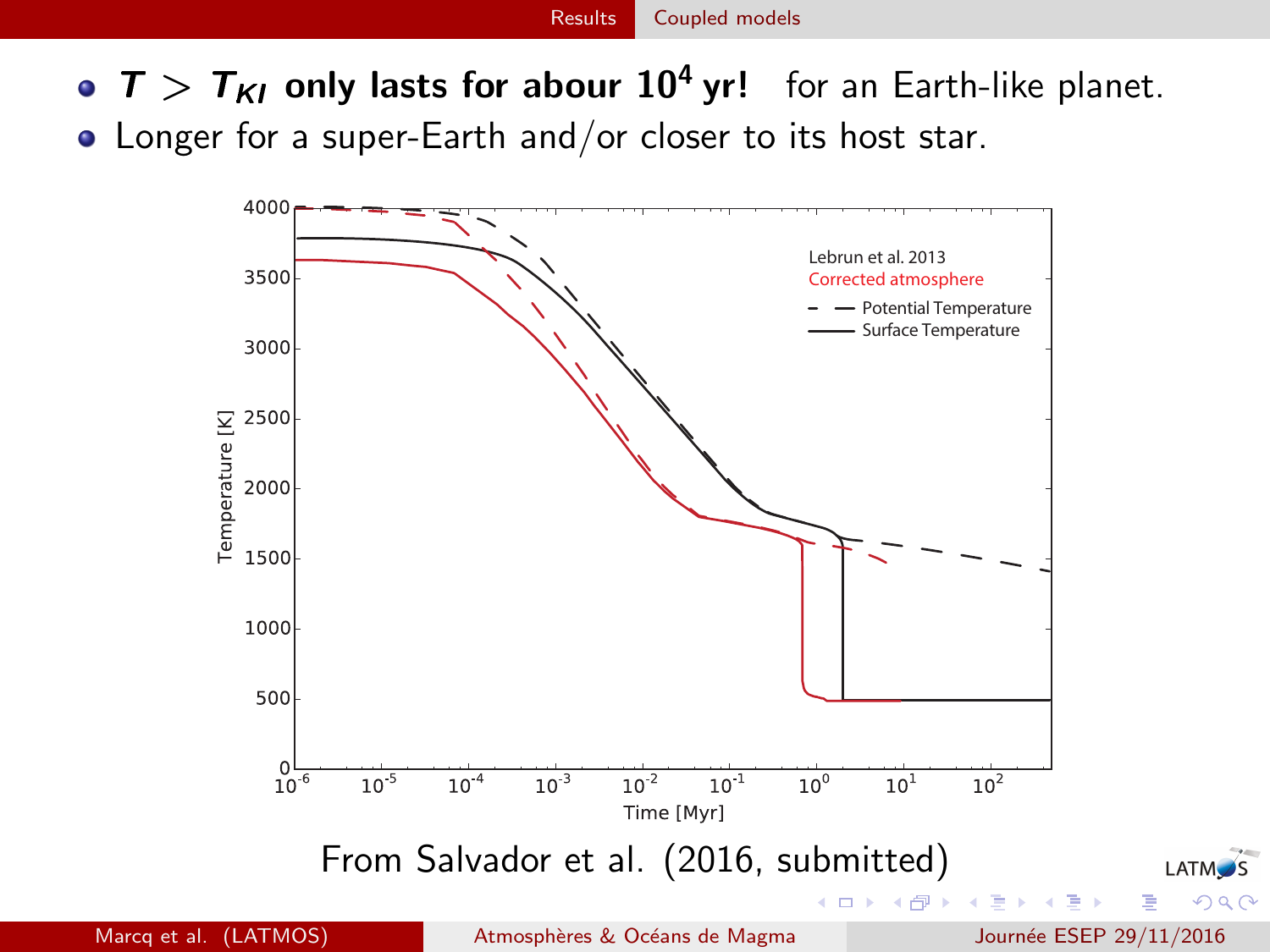- $\boldsymbol{T > T_{KI}}$ **only lasts for abour $\boldsymbol{10^4}$ yr!** for an Earth-like planet.
- Longer for a super-Earth and/or closer to its host star.

Lebrun et al. 2013
Corrected atmosphere
Potential Temperature
Surface Temperature

Temperature [K]
4000
3500
3000
2500
2000
1500
1000
500
0

$10^{-6}$ $10^{-5}$ $10^{-4}$ $10^{-3}$ $10^{-2}$ $10^{-1}$ $10^{0}$ $10^{1}$ $10^{2}$

Time [Myr]

From Salvador et al. (2016, submitted)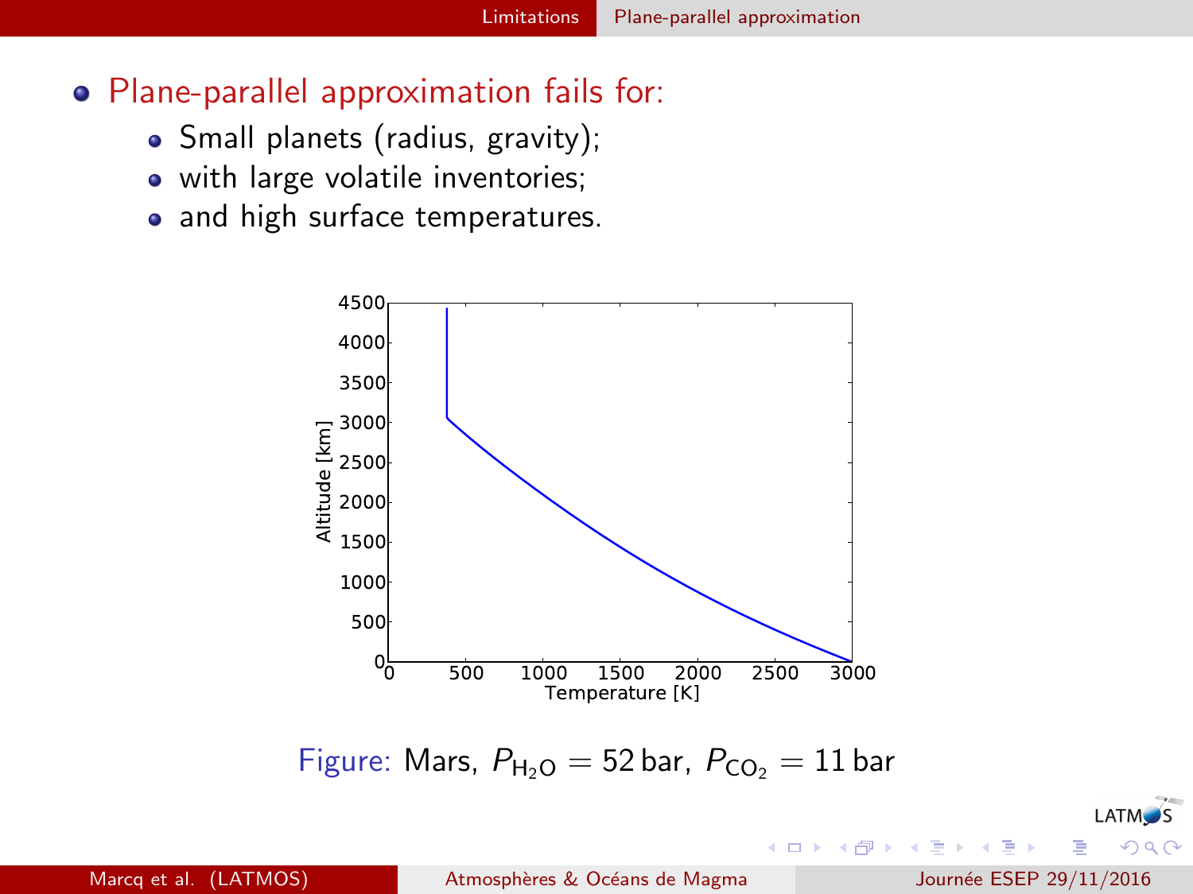- Plane-parallel approximation fails for:
  - Small planets (radius, gravity);
  - with large volatile inventories;
  - and high surface temperatures.

Altitude [km]

4500
4000
3500
3000
2500
2000
1500
1000
500
0

0 500 1000 1500 2000 2500 3000

Temperature [K]

Figure: Mars, $P_{H_2O} = 52\,\text{bar}$, $P_{CO_2} = 11\,\text{bar}$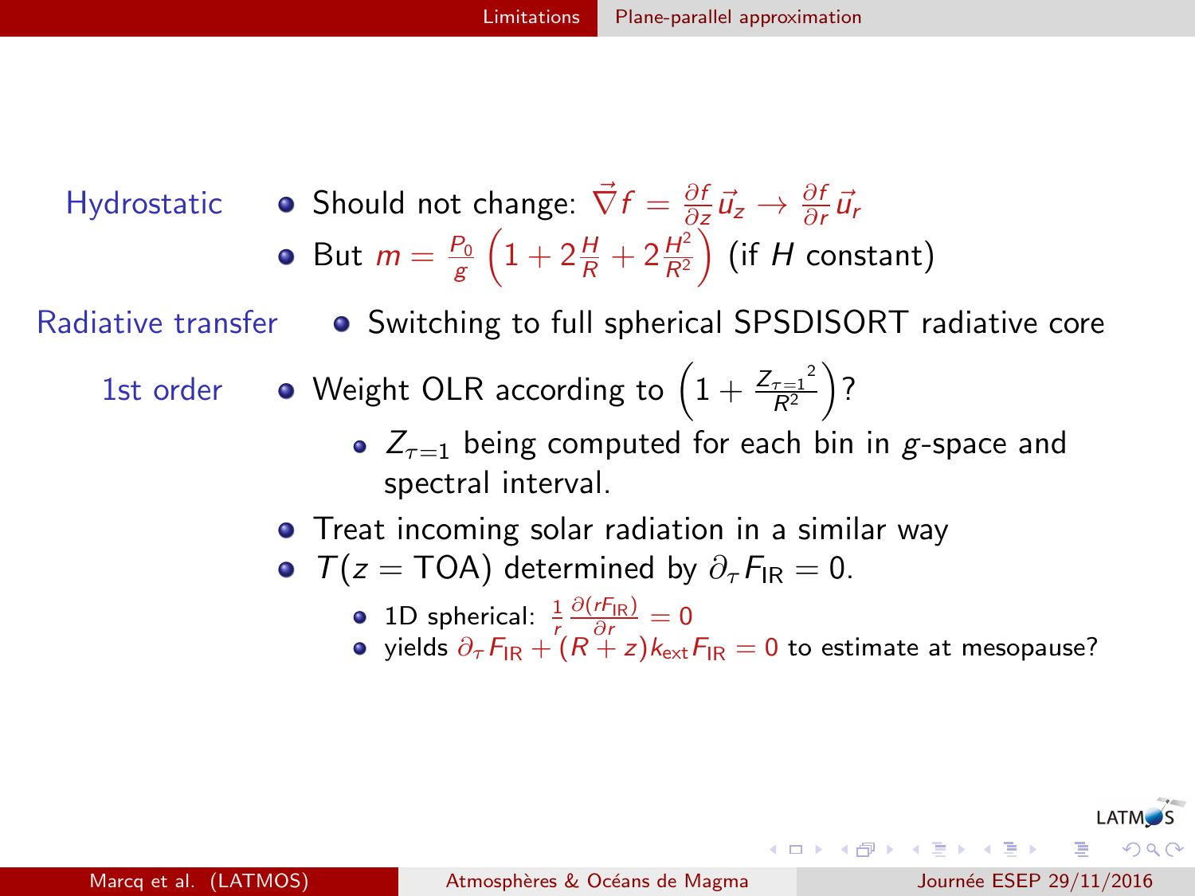**Hydrostatic**

- Should not change: $\vec{\nabla} f = \frac{\partial f}{\partial z}\vec{u}_z \rightarrow \frac{\partial f}{\partial r}\vec{u}_r$
- But $m = \frac{P_0}{g}\left(1 + 2\frac{H}{R} + 2\frac{H^2}{R^2}\right)$ (if $H$ constant)

**Radiative transfer**

- Switching to full spherical SPSDISORT radiative core

**1st order**

- Weight OLR according to $\left(1 + \frac{{Z_{\tau=1}}^2}{R^2}\right)$?
  - $Z_{\tau=1}$ being computed for each bin in $g$-space and spectral interval.
- Treat incoming solar radiation in a similar way
- $T(z = \text{TOA})$ determined by $\partial_\tau F_{\text{IR}} = 0$.
  - 1D spherical: $\frac{1}{r}\frac{\partial(rF_{\text{IR}})}{\partial r} = 0$
  - yields $\partial_\tau F_{\text{IR}} + (R + z)k_{\text{ext}}F_{\text{IR}} = 0$ to estimate at mesopause?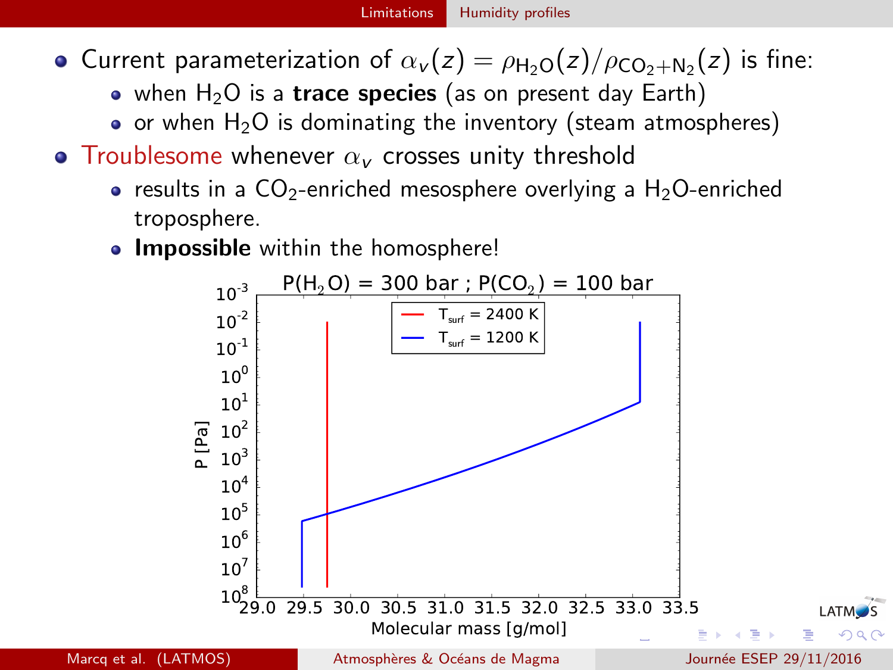- Current parameterization of $\alpha_v(z) = \rho_{H_2O}(z)/\rho_{CO_2+N_2}(z)$ is fine:
  - when $H_2O$ is a **trace species** (as on present day Earth)
  - or when $H_2O$ is dominating the inventory (steam atmospheres)
- Troublesome whenever $\alpha_v$ crosses unity threshold
  - results in a $CO_2$-enriched mesosphere overlying a $H_2O$-enriched troposphere.
  - **Impossible** within the homosphere!

P($H_2O$) = 300 bar ; P($CO_2$) = 100 bar

$T_{surf}$ = 2400 K

$T_{surf}$ = 1200 K

P [Pa]

$10^{-3}$ $10^{-2}$ $10^{-1}$ $10^{0}$ $10^{1}$ $10^{2}$ $10^{3}$ $10^{4}$ $10^{5}$ $10^{6}$ $10^{7}$ $10^{8}$

29.0 29.5 30.0 30.5 31.0 31.5 32.0 32.5 33.0 33.5

Molecular mass [g/mol]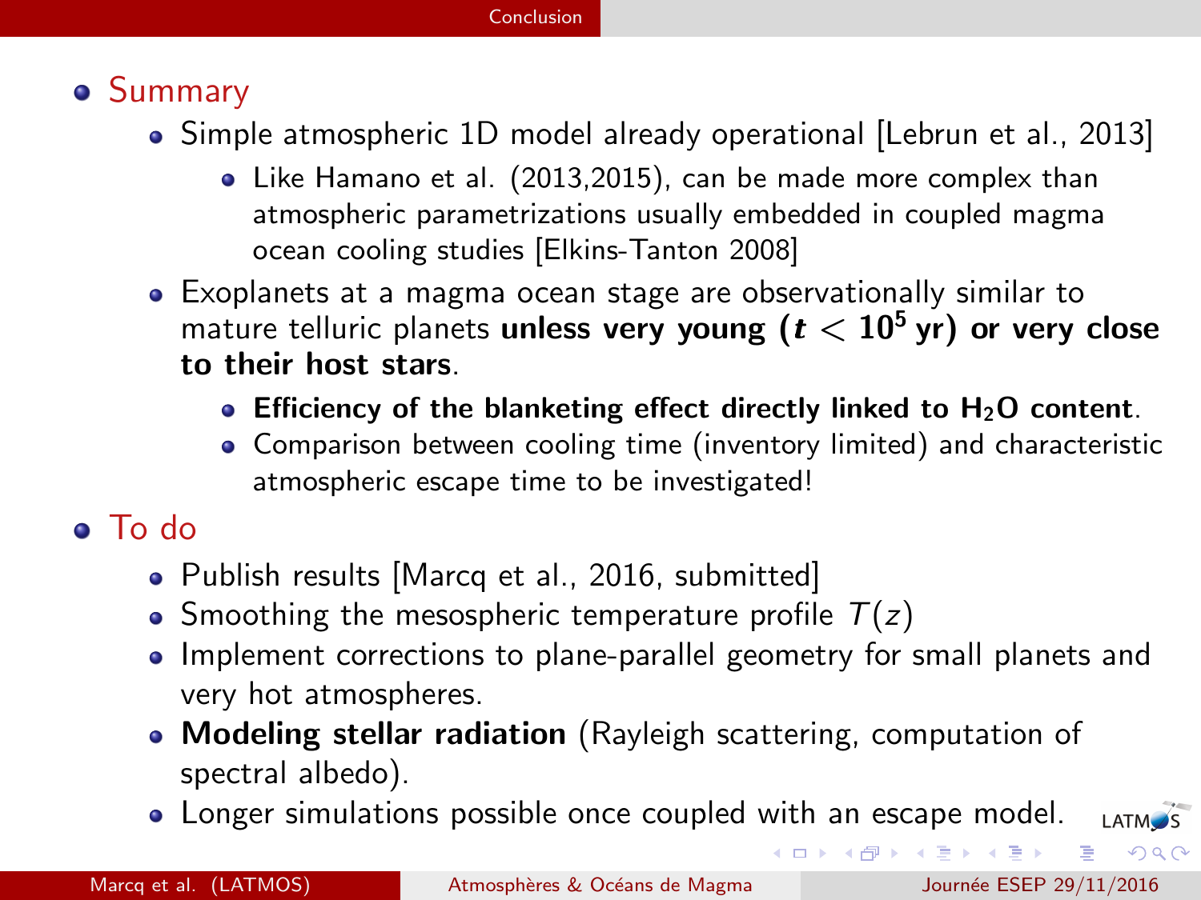- Summary
  - Simple atmospheric 1D model already operational [Lebrun et al., 2013]
    - Like Hamano et al. (2013,2015), can be made more complex than atmospheric parametrizations usually embedded in coupled magma ocean cooling studies [Elkins-Tanton 2008]
  - Exoplanets at a magma ocean stage are observationally similar to mature telluric planets **unless very young ($t < 10^5$ yr) or very close to their host stars**.
    - **Efficiency of the blanketing effect directly linked to $H_2O$ content**.
    - Comparison between cooling time (inventory limited) and characteristic atmospheric escape time to be investigated!
- To do
  - Publish results [Marcq et al., 2016, submitted]
  - Smoothing the mesospheric temperature profile $T(z)$
  - Implement corrections to plane-parallel geometry for small planets and very hot atmospheres.
  - **Modeling stellar radiation** (Rayleigh scattering, computation of spectral albedo).
  - Longer simulations possible once coupled with an escape model.